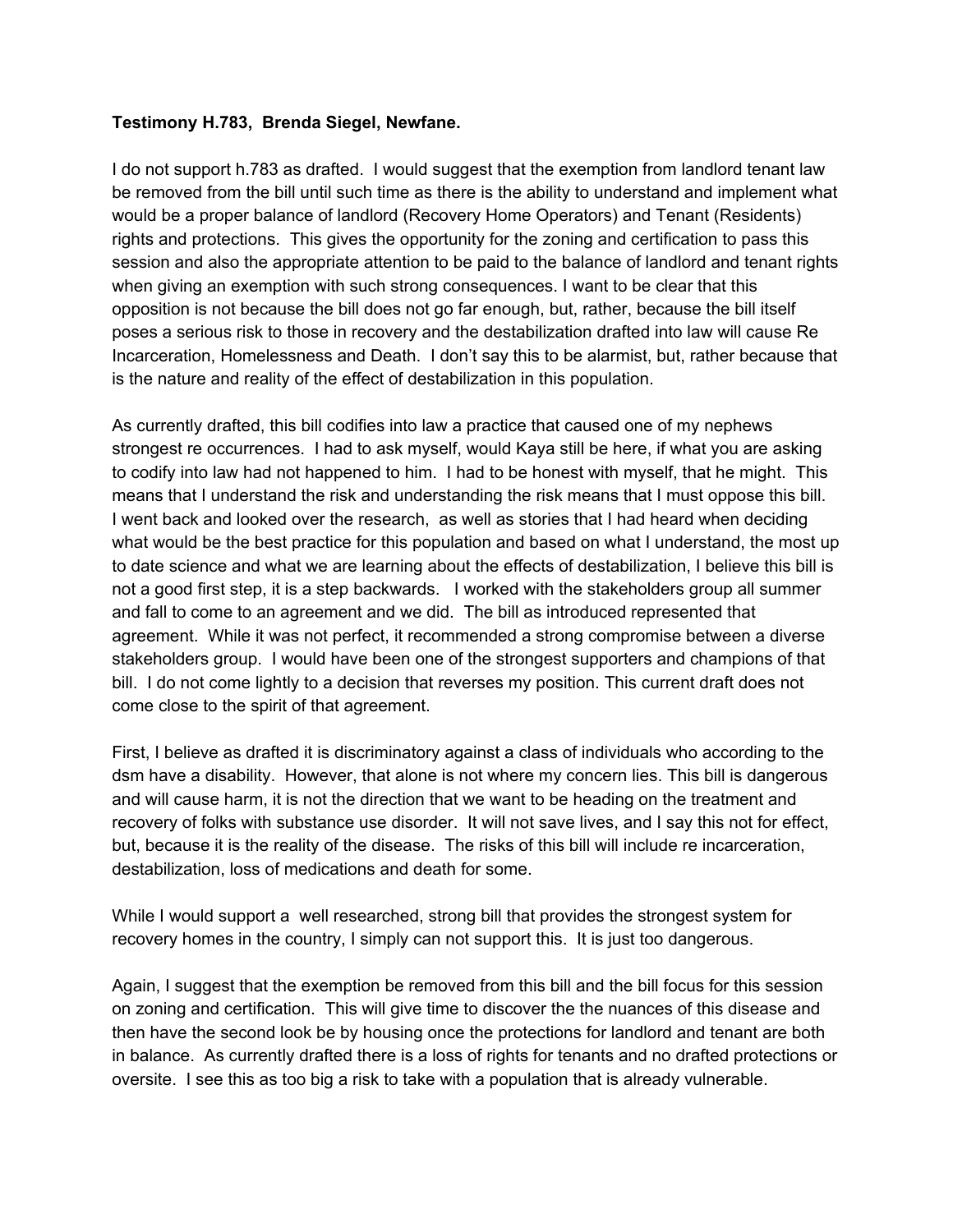**Testimony H.783, Brenda Siegel, Newfane.**

I do not support h.783 as drafted. I would suggest that the exemption from landlord tenant law be removed from the bill until such time as there is the ability to understand and implement what would be a proper balance of landlord (Recovery Home Operators) and Tenant (Residents) rights and protections. This gives the opportunity for the zoning and certification to pass this session and also the appropriate attention to be paid to the balance of landlord and tenant rights when giving an exemption with such strong consequences. I want to be clear that this opposition is not because the bill does not go far enough, but, rather, because the bill itself poses a serious risk to those in recovery and the destabilization drafted into law will cause Re Incarceration, Homelessness and Death. I don't say this to be alarmist, but, rather because that is the nature and reality of the effect of destabilization in this population.

As currently drafted, this bill codifies into law a practice that caused one of my nephews strongest re occurrences. I had to ask myself, would Kaya still be here, if what you are asking to codify into law had not happened to him. I had to be honest with myself, that he might. This means that I understand the risk and understanding the risk means that I must oppose this bill. I went back and looked over the research, as well as stories that I had heard when deciding what would be the best practice for this population and based on what I understand, the most up to date science and what we are learning about the effects of destabilization, I believe this bill is not a good first step, it is a step backwards. I worked with the stakeholders group all summer and fall to come to an agreement and we did. The bill as introduced represented that agreement. While it was not perfect, it recommended a strong compromise between a diverse stakeholders group. I would have been one of the strongest supporters and champions of that bill. I do not come lightly to a decision that reverses my position. This current draft does not come close to the spirit of that agreement.

First, I believe as drafted it is discriminatory against a class of individuals who according to the dsm have a disability. However, that alone is not where my concern lies. This bill is dangerous and will cause harm, it is not the direction that we want to be heading on the treatment and recovery of folks with substance use disorder. It will not save lives, and I say this not for effect, but, because it is the reality of the disease. The risks of this bill will include re incarceration, destabilization, loss of medications and death for some.

While I would support a well researched, strong bill that provides the strongest system for recovery homes in the country, I simply can not support this. It is just too dangerous.

Again, I suggest that the exemption be removed from this bill and the bill focus for this session on zoning and certification. This will give time to discover the the nuances of this disease and then have the second look be by housing once the protections for landlord and tenant are both in balance. As currently drafted there is a loss of rights for tenants and no drafted protections or oversite. I see this as too big a risk to take with a population that is already vulnerable.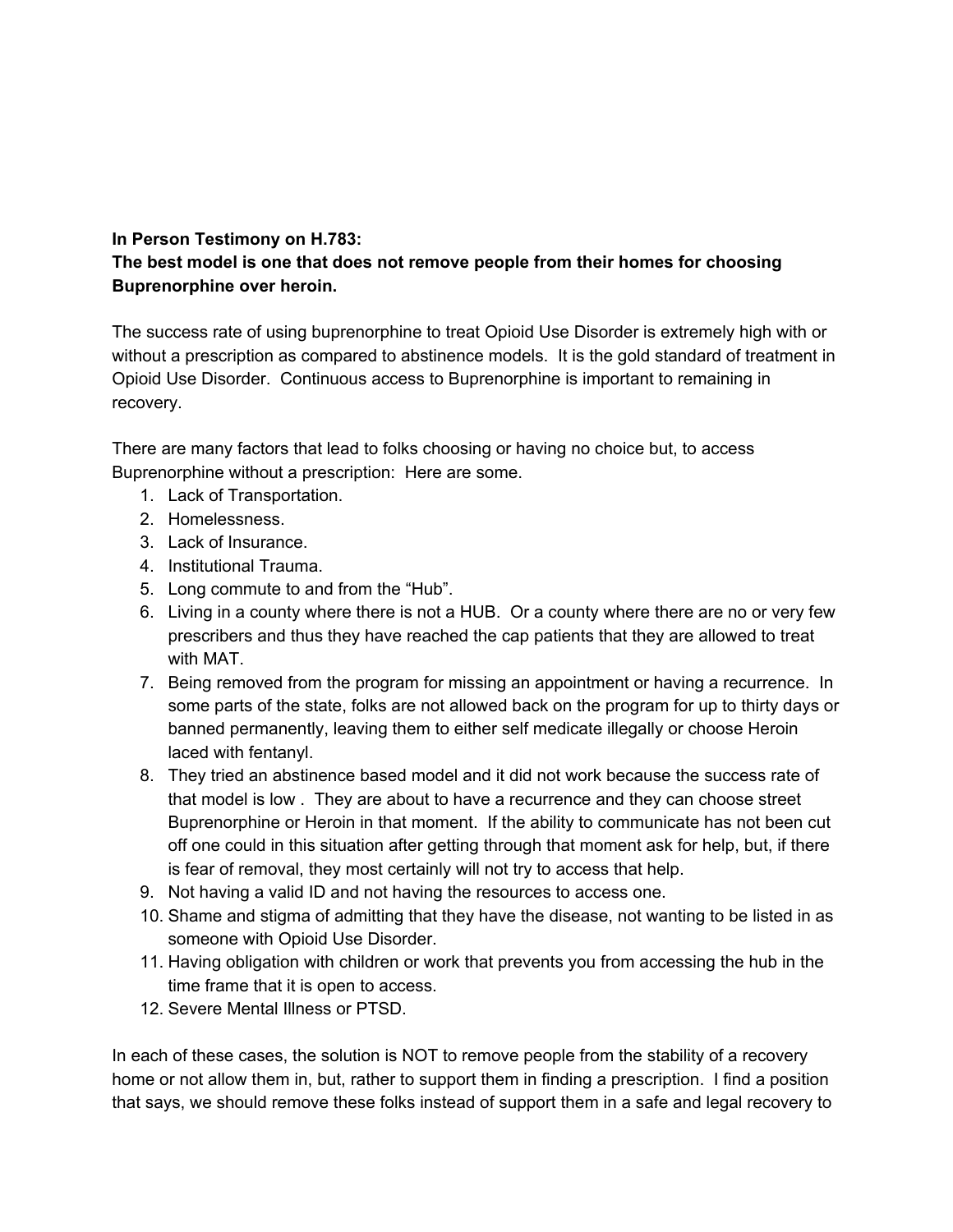**In Person Testimony on H.783:**
**The best model is one that does not remove people from their homes for choosing Buprenorphine over heroin.**

The success rate of using buprenorphine to treat Opioid Use Disorder is extremely high with or without a prescription as compared to abstinence models. It is the gold standard of treatment in Opioid Use Disorder. Continuous access to Buprenorphine is important to remaining in recovery.

There are many factors that lead to folks choosing or having no choice but, to access Buprenorphine without a prescription: Here are some.

1. Lack of Transportation.
2. Homelessness.
3. Lack of Insurance.
4. Institutional Trauma.
5. Long commute to and from the "Hub".
6. Living in a county where there is not a HUB. Or a county where there are no or very few prescribers and thus they have reached the cap patients that they are allowed to treat with MAT.
7. Being removed from the program for missing an appointment or having a recurrence. In some parts of the state, folks are not allowed back on the program for up to thirty days or banned permanently, leaving them to either self medicate illegally or choose Heroin laced with fentanyl.
8. They tried an abstinence based model and it did not work because the success rate of that model is low . They are about to have a recurrence and they can choose street Buprenorphine or Heroin in that moment. If the ability to communicate has not been cut off one could in this situation after getting through that moment ask for help, but, if there is fear of removal, they most certainly will not try to access that help.
9. Not having a valid ID and not having the resources to access one.
10. Shame and stigma of admitting that they have the disease, not wanting to be listed in as someone with Opioid Use Disorder.
11. Having obligation with children or work that prevents you from accessing the hub in the time frame that it is open to access.
12. Severe Mental Illness or PTSD.

In each of these cases, the solution is NOT to remove people from the stability of a recovery home or not allow them in, but, rather to support them in finding a prescription. I find a position that says, we should remove these folks instead of support them in a safe and legal recovery to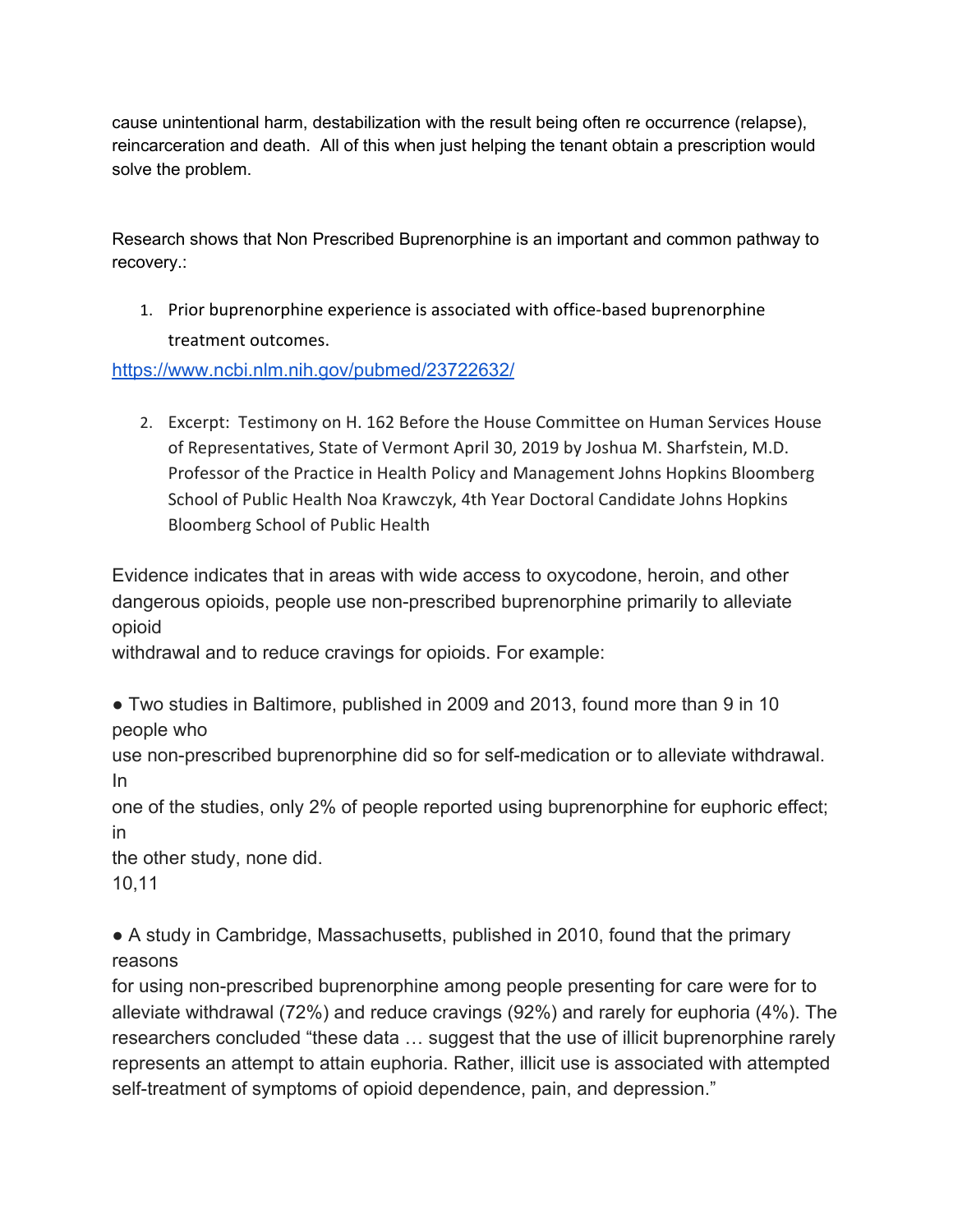cause unintentional harm, destabilization with the result being often re occurrence (relapse), reincarceration and death. All of this when just helping the tenant obtain a prescription would solve the problem.

Research shows that Non Prescribed Buprenorphine is an important and common pathway to recovery.:

1. Prior buprenorphine experience is associated with office-based buprenorphine treatment outcomes.

https://www.ncbi.nlm.nih.gov/pubmed/23722632/

2. Excerpt: Testimony on H. 162 Before the House Committee on Human Services House of Representatives, State of Vermont April 30, 2019 by Joshua M. Sharfstein, M.D. Professor of the Practice in Health Policy and Management Johns Hopkins Bloomberg School of Public Health Noa Krawczyk, 4th Year Doctoral Candidate Johns Hopkins Bloomberg School of Public Health

Evidence indicates that in areas with wide access to oxycodone, heroin, and other dangerous opioids, people use non-prescribed buprenorphine primarily to alleviate opioid withdrawal and to reduce cravings for opioids. For example:

● Two studies in Baltimore, published in 2009 and 2013, found more than 9 in 10 people who use non-prescribed buprenorphine did so for self-medication or to alleviate withdrawal. In one of the studies, only 2% of people reported using buprenorphine for euphoric effect; in the other study, none did. [10,11]

● A study in Cambridge, Massachusetts, published in 2010, found that the primary reasons for using non-prescribed buprenorphine among people presenting for care were for to alleviate withdrawal (72%) and reduce cravings (92%) and rarely for euphoria (4%). The researchers concluded "these data … suggest that the use of illicit buprenorphine rarely represents an attempt to attain euphoria. Rather, illicit use is associated with attempted self-treatment of symptoms of opioid dependence, pain, and depression."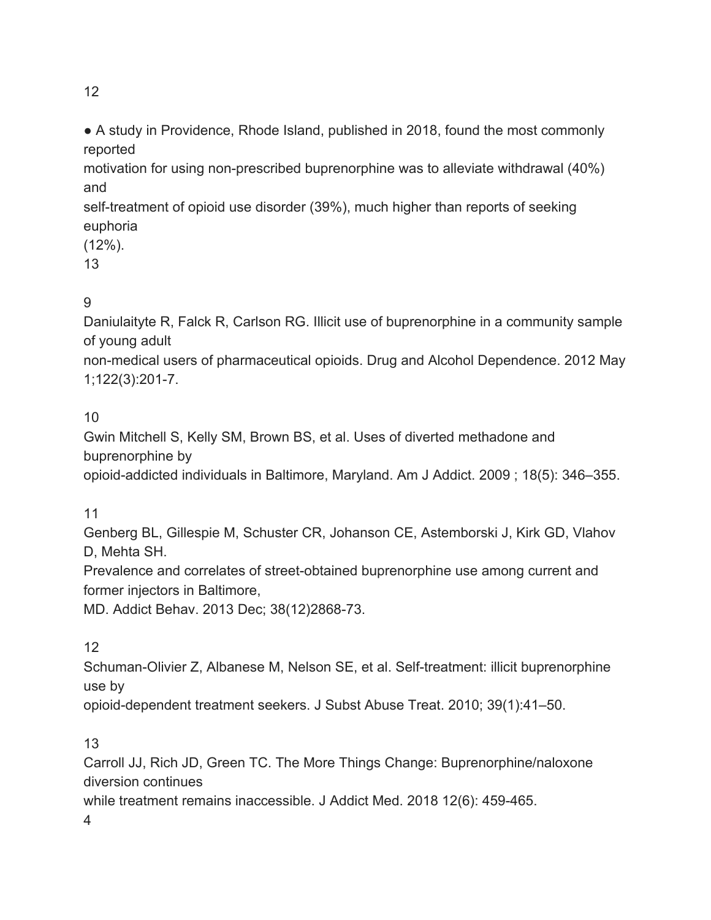[12]

- A study in Providence, Rhode Island, published in 2018, found the most commonly reported motivation for using non-prescribed buprenorphine was to alleviate withdrawal (40%) and self-treatment of opioid use disorder (39%), much higher than reports of seeking euphoria (12%).[13]

[9] Daniulaityte R, Falck R, Carlson RG. Illicit use of buprenorphine in a community sample of young adult non-medical users of pharmaceutical opioids. Drug and Alcohol Dependence. 2012 May 1;122(3):201-7.

[10] Gwin Mitchell S, Kelly SM, Brown BS, et al. Uses of diverted methadone and buprenorphine by opioid-addicted individuals in Baltimore, Maryland. Am J Addict. 2009 ; 18(5): 346–355.

[11] Genberg BL, Gillespie M, Schuster CR, Johanson CE, Astemborski J, Kirk GD, Vlahov D, Mehta SH. Prevalence and correlates of street-obtained buprenorphine use among current and former injectors in Baltimore, MD. Addict Behav. 2013 Dec; 38(12)2868-73.

[12] Schuman-Olivier Z, Albanese M, Nelson SE, et al. Self-treatment: illicit buprenorphine use by opioid-dependent treatment seekers. J Subst Abuse Treat. 2010; 39(1):41–50.

[13] Carroll JJ, Rich JD, Green TC. The More Things Change: Buprenorphine/naloxone diversion continues while treatment remains inaccessible. J Addict Med. 2018 12(6): 459-465.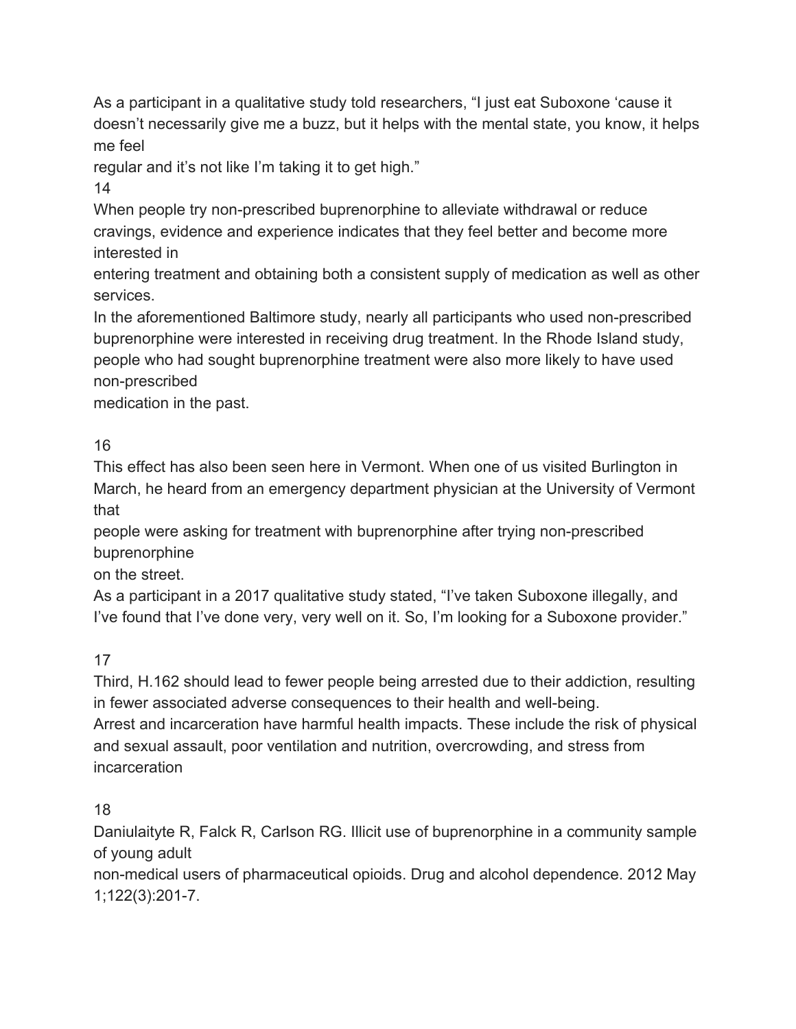As a participant in a qualitative study told researchers, "I just eat Suboxone 'cause it doesn't necessarily give me a buzz, but it helps with the mental state, you know, it helps me feel regular and it's not like I'm taking it to get high."

14

When people try non-prescribed buprenorphine to alleviate withdrawal or reduce cravings, evidence and experience indicates that they feel better and become more interested in entering treatment and obtaining both a consistent supply of medication as well as other services.

In the aforementioned Baltimore study, nearly all participants who used non-prescribed buprenorphine were interested in receiving drug treatment. In the Rhode Island study, people who had sought buprenorphine treatment were also more likely to have used non-prescribed medication in the past.

16

This effect has also been seen here in Vermont. When one of us visited Burlington in March, he heard from an emergency department physician at the University of Vermont that people were asking for treatment with buprenorphine after trying non-prescribed buprenorphine on the street.

As a participant in a 2017 qualitative study stated, "I've taken Suboxone illegally, and I've found that I've done very, very well on it. So, I'm looking for a Suboxone provider."

17

Third, H.162 should lead to fewer people being arrested due to their addiction, resulting in fewer associated adverse consequences to their health and well-being.

Arrest and incarceration have harmful health impacts. These include the risk of physical and sexual assault, poor ventilation and nutrition, overcrowding, and stress from incarceration

18

Daniulaityte R, Falck R, Carlson RG. Illicit use of buprenorphine in a community sample of young adult non-medical users of pharmaceutical opioids. Drug and alcohol dependence. 2012 May 1;122(3):201-7.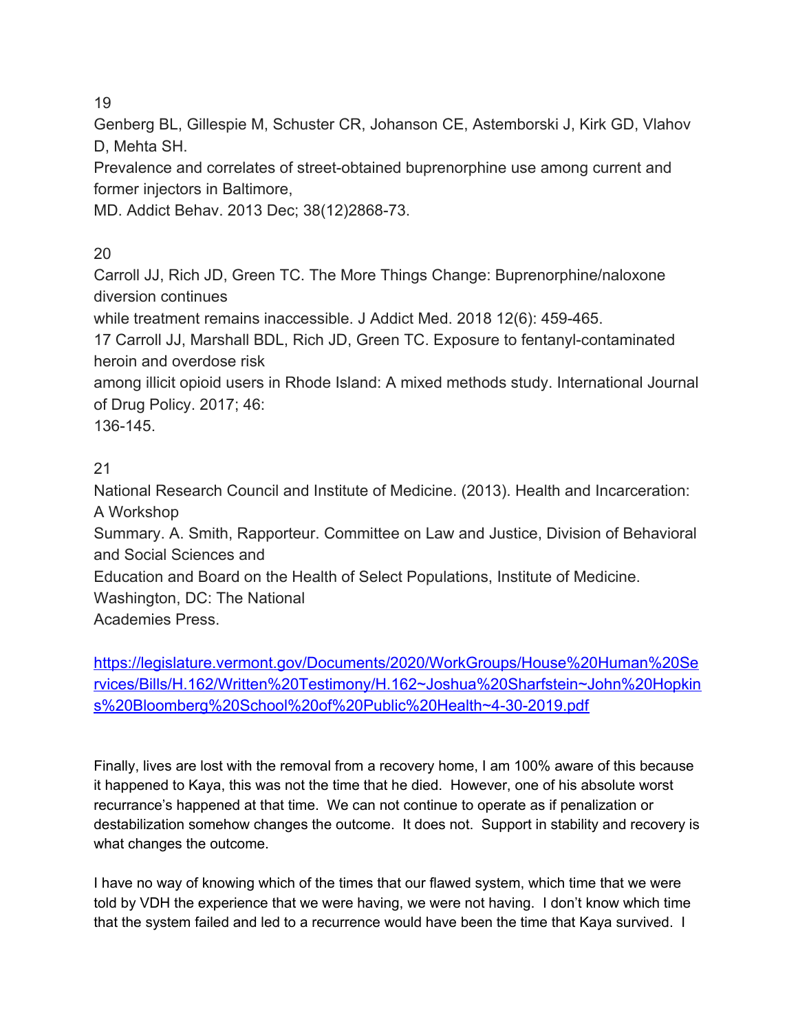19

Genberg BL, Gillespie M, Schuster CR, Johanson CE, Astemborski J, Kirk GD, Vlahov D, Mehta SH.
Prevalence and correlates of street-obtained buprenorphine use among current and former injectors in Baltimore,
MD. Addict Behav. 2013 Dec; 38(12)2868-73.

20

Carroll JJ, Rich JD, Green TC. The More Things Change: Buprenorphine/naloxone diversion continues
while treatment remains inaccessible. J Addict Med. 2018 12(6): 459-465.
17 Carroll JJ, Marshall BDL, Rich JD, Green TC. Exposure to fentanyl-contaminated heroin and overdose risk
among illicit opioid users in Rhode Island: A mixed methods study. International Journal of Drug Policy. 2017; 46:
136-145.

21

National Research Council and Institute of Medicine. (2013). Health and Incarceration: A Workshop
Summary. A. Smith, Rapporteur. Committee on Law and Justice, Division of Behavioral and Social Sciences and
Education and Board on the Health of Select Populations, Institute of Medicine. Washington, DC: The National
Academies Press.

https://legislature.vermont.gov/Documents/2020/WorkGroups/House%20Human%20Services/Bills/H.162/Written%20Testimony/H.162~Joshua%20Sharfstein~John%20Hopkins%20Bloomberg%20School%20of%20Public%20Health~4-30-2019.pdf

Finally, lives are lost with the removal from a recovery home, I am 100% aware of this because it happened to Kaya, this was not the time that he died. However, one of his absolute worst recurrance's happened at that time. We can not continue to operate as if penalization or destabilization somehow changes the outcome. It does not. Support in stability and recovery is what changes the outcome.

I have no way of knowing which of the times that our flawed system, which time that we were told by VDH the experience that we were having, we were not having. I don't know which time that the system failed and led to a recurrence would have been the time that Kaya survived. I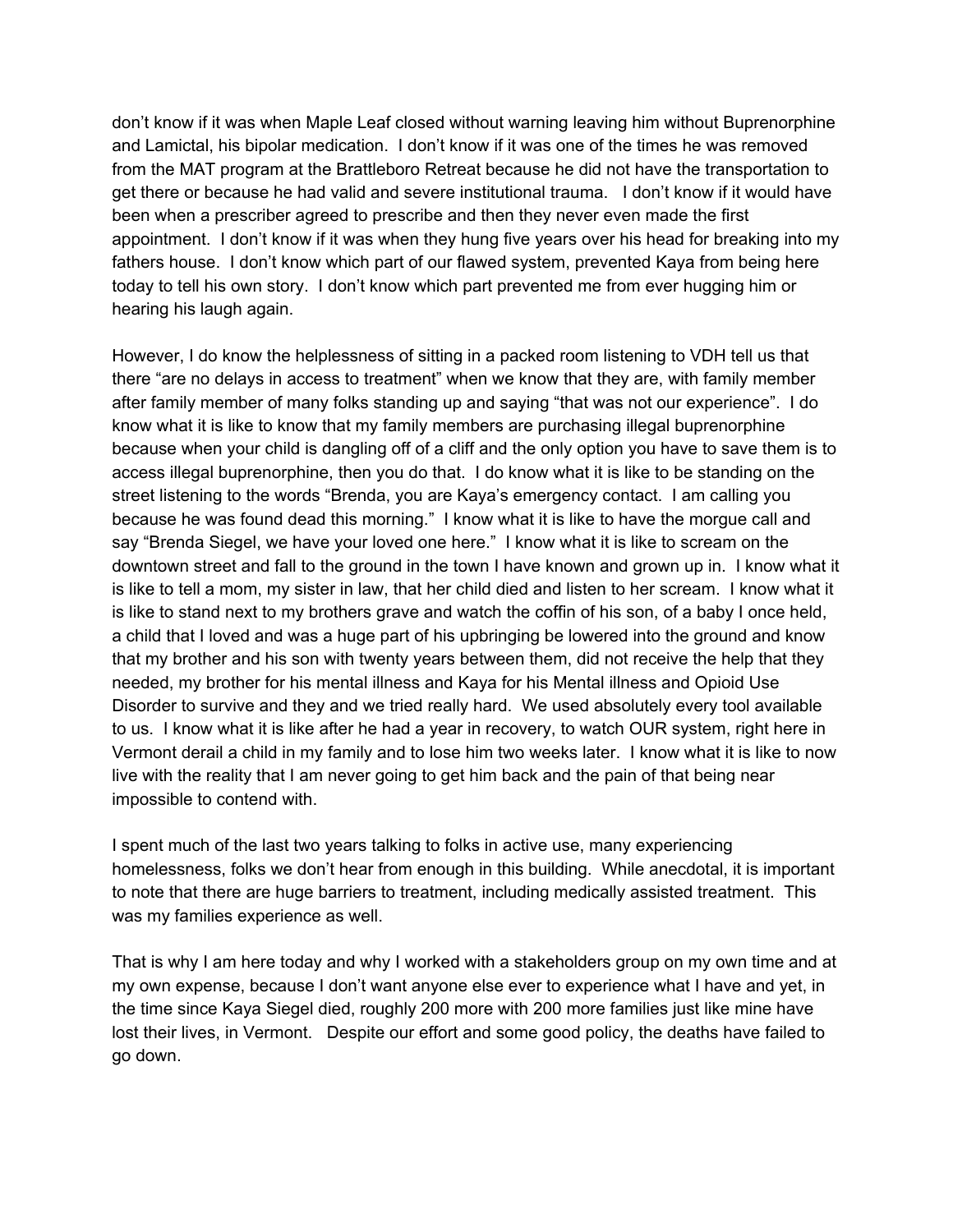don't know if it was when Maple Leaf closed without warning leaving him without Buprenorphine and Lamictal, his bipolar medication. I don't know if it was one of the times he was removed from the MAT program at the Brattleboro Retreat because he did not have the transportation to get there or because he had valid and severe institutional trauma. I don't know if it would have been when a prescriber agreed to prescribe and then they never even made the first appointment. I don't know if it was when they hung five years over his head for breaking into my fathers house. I don't know which part of our flawed system, prevented Kaya from being here today to tell his own story. I don't know which part prevented me from ever hugging him or hearing his laugh again.

However, I do know the helplessness of sitting in a packed room listening to VDH tell us that there "are no delays in access to treatment" when we know that they are, with family member after family member of many folks standing up and saying "that was not our experience". I do know what it is like to know that my family members are purchasing illegal buprenorphine because when your child is dangling off of a cliff and the only option you have to save them is to access illegal buprenorphine, then you do that. I do know what it is like to be standing on the street listening to the words "Brenda, you are Kaya's emergency contact. I am calling you because he was found dead this morning." I know what it is like to have the morgue call and say "Brenda Siegel, we have your loved one here." I know what it is like to scream on the downtown street and fall to the ground in the town I have known and grown up in. I know what it is like to tell a mom, my sister in law, that her child died and listen to her scream. I know what it is like to stand next to my brothers grave and watch the coffin of his son, of a baby I once held, a child that I loved and was a huge part of his upbringing be lowered into the ground and know that my brother and his son with twenty years between them, did not receive the help that they needed, my brother for his mental illness and Kaya for his Mental illness and Opioid Use Disorder to survive and they and we tried really hard. We used absolutely every tool available to us. I know what it is like after he had a year in recovery, to watch OUR system, right here in Vermont derail a child in my family and to lose him two weeks later. I know what it is like to now live with the reality that I am never going to get him back and the pain of that being near impossible to contend with.

I spent much of the last two years talking to folks in active use, many experiencing homelessness, folks we don't hear from enough in this building. While anecdotal, it is important to note that there are huge barriers to treatment, including medically assisted treatment. This was my families experience as well.

That is why I am here today and why I worked with a stakeholders group on my own time and at my own expense, because I don't want anyone else ever to experience what I have and yet, in the time since Kaya Siegel died, roughly 200 more with 200 more families just like mine have lost their lives, in Vermont. Despite our effort and some good policy, the deaths have failed to go down.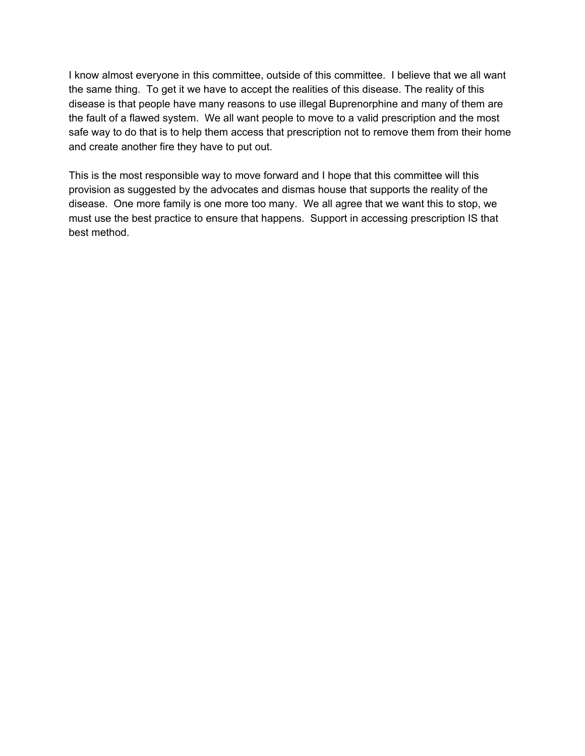I know almost everyone in this committee, outside of this committee. I believe that we all want the same thing. To get it we have to accept the realities of this disease. The reality of this disease is that people have many reasons to use illegal Buprenorphine and many of them are the fault of a flawed system. We all want people to move to a valid prescription and the most safe way to do that is to help them access that prescription not to remove them from their home and create another fire they have to put out.

This is the most responsible way to move forward and I hope that this committee will this provision as suggested by the advocates and dismas house that supports the reality of the disease. One more family is one more too many. We all agree that we want this to stop, we must use the best practice to ensure that happens. Support in accessing prescription IS that best method.